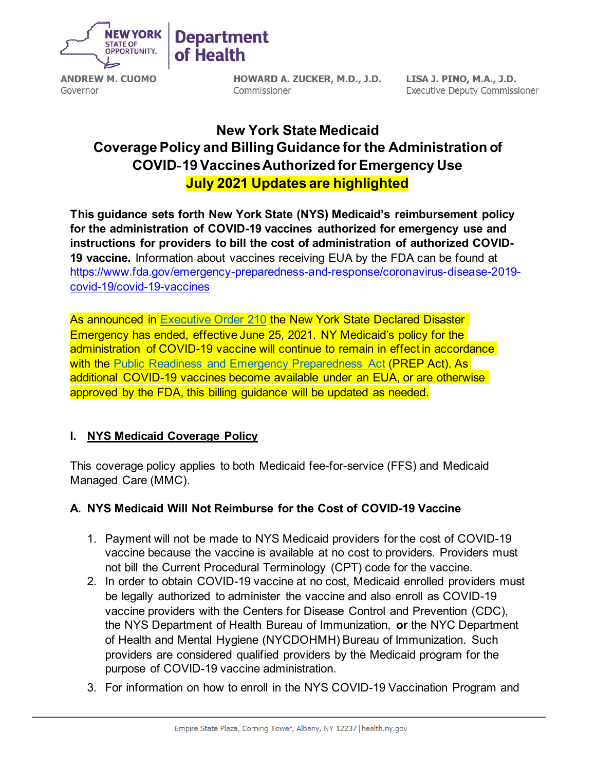NEW YORK STATE OF OPPORTUNITY. | Department of Health

ANDREW M. CUOMO
Governor

HOWARD A. ZUCKER, M.D., J.D.
Commissioner

LISA J. PINO, M.A., J.D.
Executive Deputy Commissioner

# New York State Medicaid Coverage Policy and Billing Guidance for the Administration of COVID-19 Vaccines Authorized for Emergency Use

## July 2021 Updates are highlighted

**This guidance sets forth New York State (NYS) Medicaid's reimbursement policy for the administration of COVID-19 vaccines authorized for emergency use and instructions for providers to bill the cost of administration of authorized COVID-19 vaccine.** Information about vaccines receiving EUA by the FDA can be found at https://www.fda.gov/emergency-preparedness-and-response/coronavirus-disease-2019-covid-19/covid-19-vaccines

As announced in Executive Order 210 the New York State Declared Disaster Emergency has ended, effective June 25, 2021. NY Medicaid's policy for the administration of COVID-19 vaccine will continue to remain in effect in accordance with the Public Readiness and Emergency Preparedness Act (PREP Act). As additional COVID-19 vaccines become available under an EUA, or are otherwise approved by the FDA, this billing guidance will be updated as needed.

## I. NYS Medicaid Coverage Policy

This coverage policy applies to both Medicaid fee-for-service (FFS) and Medicaid Managed Care (MMC).

### A. NYS Medicaid Will Not Reimburse for the Cost of COVID-19 Vaccine

1. Payment will not be made to NYS Medicaid providers for the cost of COVID-19 vaccine because the vaccine is available at no cost to providers. Providers must not bill the Current Procedural Terminology (CPT) code for the vaccine.
2. In order to obtain COVID-19 vaccine at no cost, Medicaid enrolled providers must be legally authorized to administer the vaccine and also enroll as COVID-19 vaccine providers with the Centers for Disease Control and Prevention (CDC), the NYS Department of Health Bureau of Immunization, **or** the NYC Department of Health and Mental Hygiene (NYCDOHMH) Bureau of Immunization. Such providers are considered qualified providers by the Medicaid program for the purpose of COVID-19 vaccine administration.
3. For information on how to enroll in the NYS COVID-19 Vaccination Program and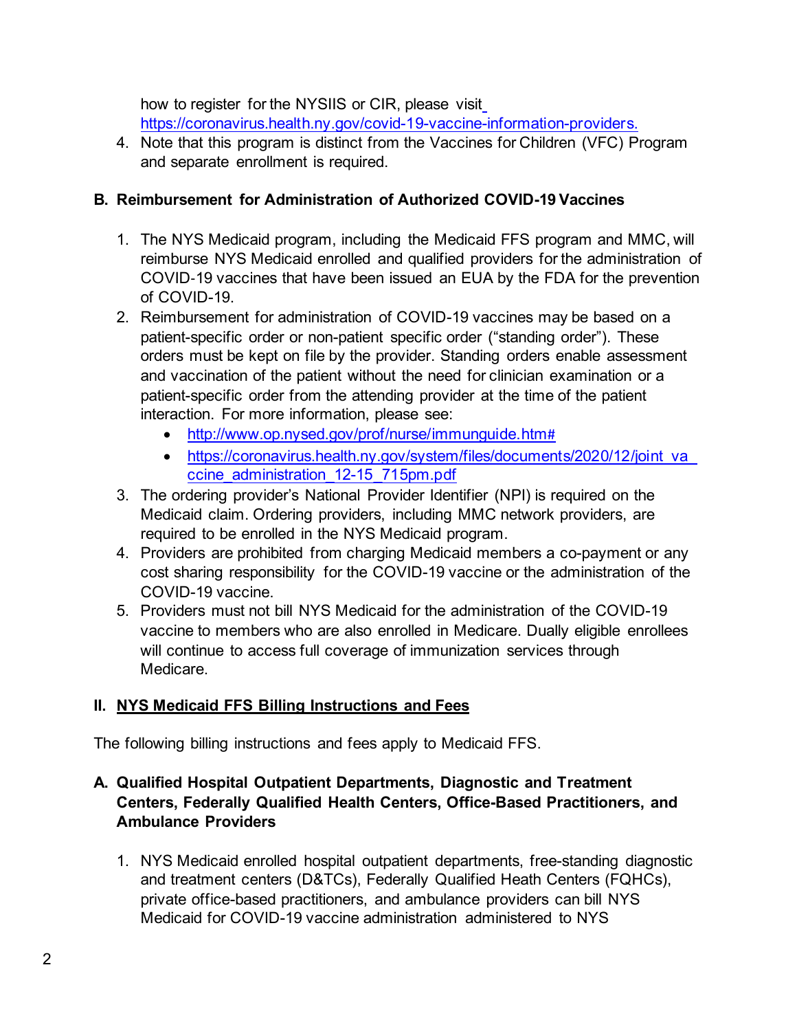how to register for the NYSIIS or CIR, please visit https://coronavirus.health.ny.gov/covid-19-vaccine-information-providers.

4. Note that this program is distinct from the Vaccines for Children (VFC) Program and separate enrollment is required.

### B. Reimbursement for Administration of Authorized COVID-19 Vaccines

1. The NYS Medicaid program, including the Medicaid FFS program and MMC, will reimburse NYS Medicaid enrolled and qualified providers for the administration of COVID-19 vaccines that have been issued an EUA by the FDA for the prevention of COVID-19.
2. Reimbursement for administration of COVID-19 vaccines may be based on a patient-specific order or non-patient specific order ("standing order"). These orders must be kept on file by the provider. Standing orders enable assessment and vaccination of the patient without the need for clinician examination or a patient-specific order from the attending provider at the time of the patient interaction. For more information, please see:
   - http://www.op.nysed.gov/prof/nurse/immunguide.htm#
   - https://coronavirus.health.ny.gov/system/files/documents/2020/12/joint_vaccine_administration_12-15_715pm.pdf
3. The ordering provider's National Provider Identifier (NPI) is required on the Medicaid claim. Ordering providers, including MMC network providers, are required to be enrolled in the NYS Medicaid program.
4. Providers are prohibited from charging Medicaid members a co-payment or any cost sharing responsibility for the COVID-19 vaccine or the administration of the COVID-19 vaccine.
5. Providers must not bill NYS Medicaid for the administration of the COVID-19 vaccine to members who are also enrolled in Medicare. Dually eligible enrollees will continue to access full coverage of immunization services through Medicare.

## II. NYS Medicaid FFS Billing Instructions and Fees

The following billing instructions and fees apply to Medicaid FFS.

### A. Qualified Hospital Outpatient Departments, Diagnostic and Treatment Centers, Federally Qualified Health Centers, Office-Based Practitioners, and Ambulance Providers

1. NYS Medicaid enrolled hospital outpatient departments, free-standing diagnostic and treatment centers (D&TCs), Federally Qualified Heath Centers (FQHCs), private office-based practitioners, and ambulance providers can bill NYS Medicaid for COVID-19 vaccine administration administered to NYS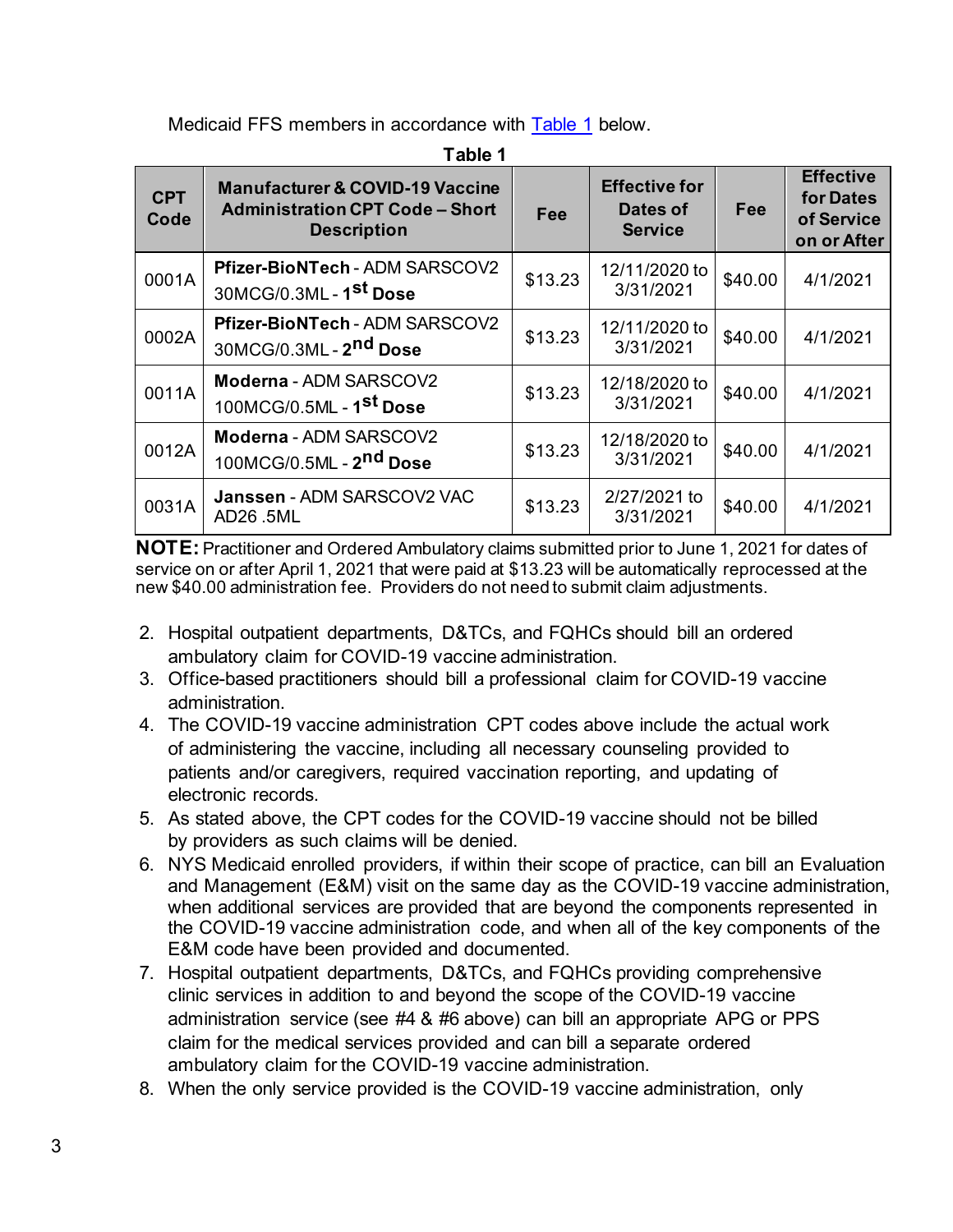Medicaid FFS members in accordance with [Table 1](#) below.

**Table 1**

| CPT Code | Manufacturer & COVID-19 Vaccine Administration CPT Code – Short Description | Fee | Effective for Dates of Service | Fee | Effective for Dates of Service on or After |
|---|---|---|---|---|---|
| 0001A | **Pfizer-BioNTech** - ADM SARSCOV2 30MCG/0.3ML - **1st Dose** | $13.23 | 12/11/2020 to 3/31/2021 | $40.00 | 4/1/2021 |
| 0002A | **Pfizer-BioNTech** - ADM SARSCOV2 30MCG/0.3ML - **2nd Dose** | $13.23 | 12/11/2020 to 3/31/2021 | $40.00 | 4/1/2021 |
| 0011A | **Moderna** - ADM SARSCOV2 100MCG/0.5ML - **1st Dose** | $13.23 | 12/18/2020 to 3/31/2021 | $40.00 | 4/1/2021 |
| 0012A | **Moderna** - ADM SARSCOV2 100MCG/0.5ML - **2nd Dose** | $13.23 | 12/18/2020 to 3/31/2021 | $40.00 | 4/1/2021 |
| 0031A | **Janssen** - ADM SARSCOV2 VAC AD26 .5ML | $13.23 | 2/27/2021 to 3/31/2021 | $40.00 | 4/1/2021 |

**NOTE:** Practitioner and Ordered Ambulatory claims submitted prior to June 1, 2021 for dates of service on or after April 1, 2021 that were paid at $13.23 will be automatically reprocessed at the new $40.00 administration fee. Providers do not need to submit claim adjustments.

2. Hospital outpatient departments, D&TCs, and FQHCs should bill an ordered ambulatory claim for COVID-19 vaccine administration.
3. Office-based practitioners should bill a professional claim for COVID-19 vaccine administration.
4. The COVID-19 vaccine administration CPT codes above include the actual work of administering the vaccine, including all necessary counseling provided to patients and/or caregivers, required vaccination reporting, and updating of electronic records.
5. As stated above, the CPT codes for the COVID-19 vaccine should not be billed by providers as such claims will be denied.
6. NYS Medicaid enrolled providers, if within their scope of practice, can bill an Evaluation and Management (E&M) visit on the same day as the COVID-19 vaccine administration, when additional services are provided that are beyond the components represented in the COVID-19 vaccine administration code, and when all of the key components of the E&M code have been provided and documented.
7. Hospital outpatient departments, D&TCs, and FQHCs providing comprehensive clinic services in addition to and beyond the scope of the COVID-19 vaccine administration service (see #4 & #6 above) can bill an appropriate APG or PPS claim for the medical services provided and can bill a separate ordered ambulatory claim for the COVID-19 vaccine administration.
8. When the only service provided is the COVID-19 vaccine administration, only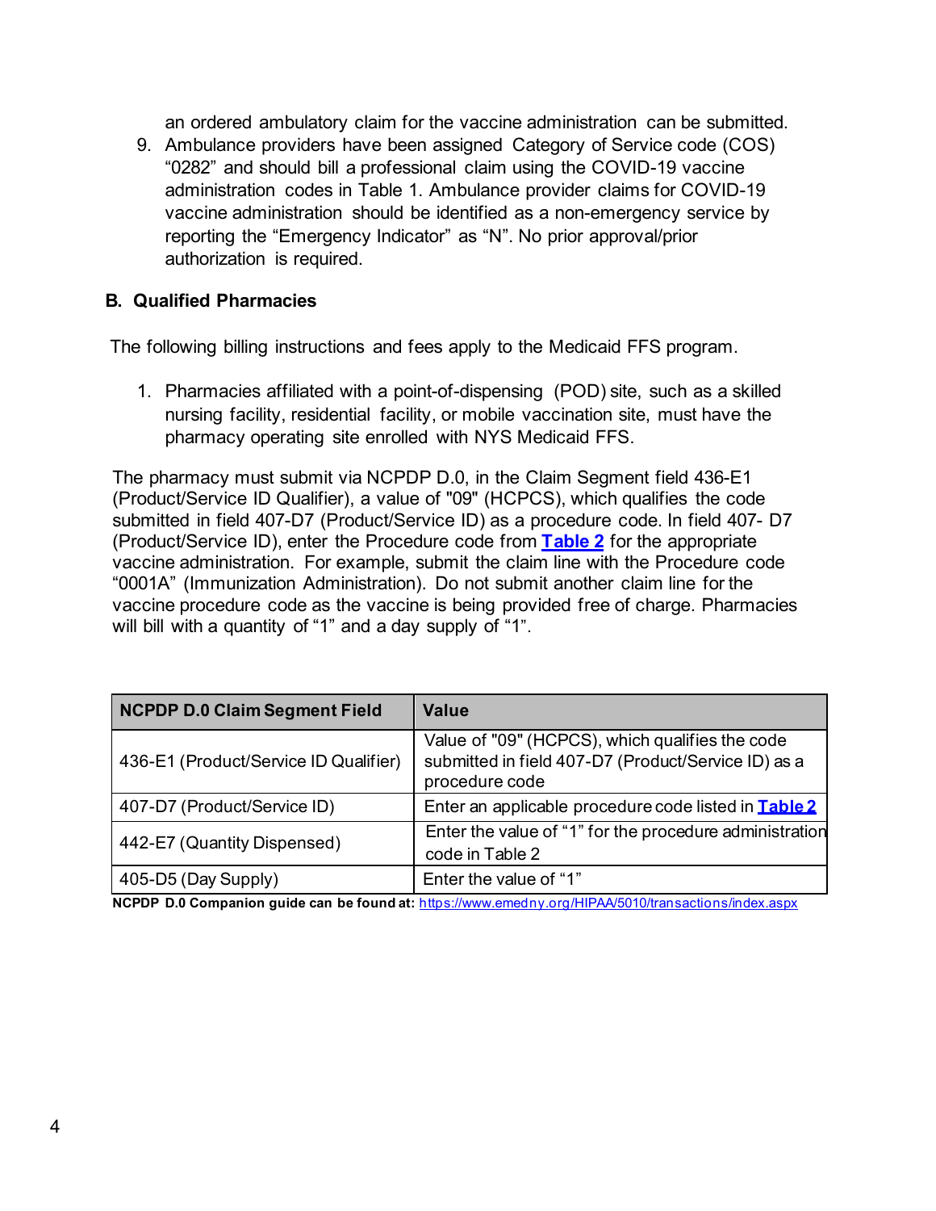an ordered ambulatory claim for the vaccine administration can be submitted.

9. Ambulance providers have been assigned Category of Service code (COS) "0282" and should bill a professional claim using the COVID-19 vaccine administration codes in Table 1. Ambulance provider claims for COVID-19 vaccine administration should be identified as a non-emergency service by reporting the "Emergency Indicator" as "N". No prior approval/prior authorization is required.

### B. Qualified Pharmacies

The following billing instructions and fees apply to the Medicaid FFS program.

1. Pharmacies affiliated with a point-of-dispensing (POD) site, such as a skilled nursing facility, residential facility, or mobile vaccination site, must have the pharmacy operating site enrolled with NYS Medicaid FFS.

The pharmacy must submit via NCPDP D.0, in the Claim Segment field 436-E1 (Product/Service ID Qualifier), a value of "09" (HCPCS), which qualifies the code submitted in field 407-D7 (Product/Service ID) as a procedure code. In field 407- D7 (Product/Service ID), enter the Procedure code from **Table 2** for the appropriate vaccine administration. For example, submit the claim line with the Procedure code "0001A" (Immunization Administration). Do not submit another claim line for the vaccine procedure code as the vaccine is being provided free of charge. Pharmacies will bill with a quantity of "1" and a day supply of "1".

| NCPDP D.0 Claim Segment Field | Value |
|---|---|
| 436-E1 (Product/Service ID Qualifier) | Value of "09" (HCPCS), which qualifies the code submitted in field 407-D7 (Product/Service ID) as a procedure code |
| 407-D7 (Product/Service ID) | Enter an applicable procedure code listed in **Table 2** |
| 442-E7 (Quantity Dispensed) | Enter the value of "1" for the procedure administration code in Table 2 |
| 405-D5 (Day Supply) | Enter the value of "1" |

**NCPDP D.0 Companion guide can be found at:** https://www.emedny.org/HIPAA/5010/transactions/index.aspx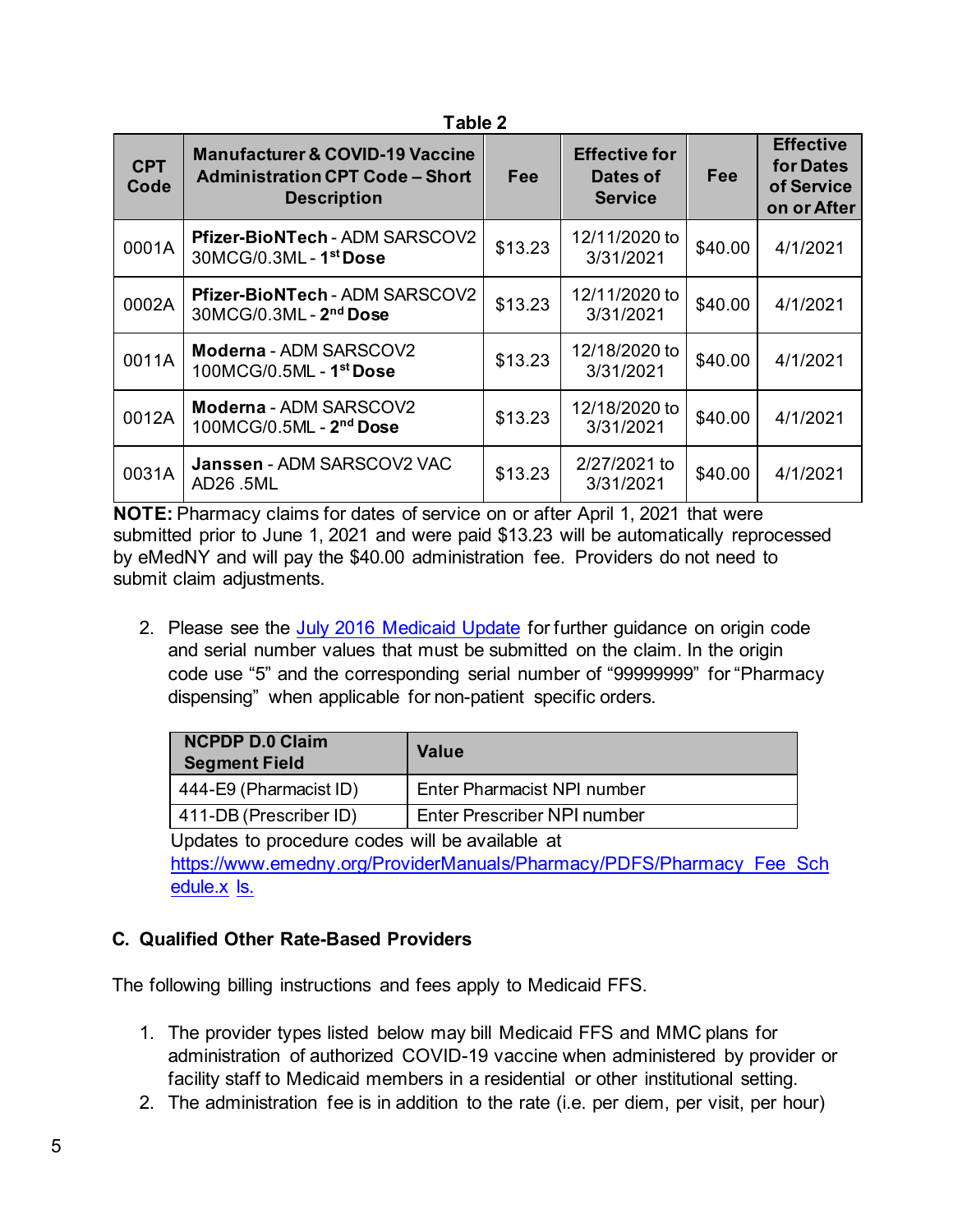**Table 2**

| CPT Code | Manufacturer & COVID-19 Vaccine Administration CPT Code – Short Description | Fee | Effective for Dates of Service | Fee | Effective for Dates of Service on or After |
|---|---|---|---|---|---|
| 0001A | **Pfizer-BioNTech** - ADM SARSCOV2 30MCG/0.3ML - **1st Dose** | $13.23 | 12/11/2020 to 3/31/2021 | $40.00 | 4/1/2021 |
| 0002A | **Pfizer-BioNTech** - ADM SARSCOV2 30MCG/0.3ML - **2nd Dose** | $13.23 | 12/11/2020 to 3/31/2021 | $40.00 | 4/1/2021 |
| 0011A | **Moderna** - ADM SARSCOV2 100MCG/0.5ML - **1st Dose** | $13.23 | 12/18/2020 to 3/31/2021 | $40.00 | 4/1/2021 |
| 0012A | **Moderna** - ADM SARSCOV2 100MCG/0.5ML - **2nd Dose** | $13.23 | 12/18/2020 to 3/31/2021 | $40.00 | 4/1/2021 |
| 0031A | **Janssen** - ADM SARSCOV2 VAC AD26 .5ML | $13.23 | 2/27/2021 to 3/31/2021 | $40.00 | 4/1/2021 |

**NOTE:** Pharmacy claims for dates of service on or after April 1, 2021 that were submitted prior to June 1, 2021 and were paid $13.23 will be automatically reprocessed by eMedNY and will pay the $40.00 administration fee. Providers do not need to submit claim adjustments.

2. Please see the [July 2016 Medicaid Update](#) for further guidance on origin code and serial number values that must be submitted on the claim. In the origin code use "5" and the corresponding serial number of "99999999" for "Pharmacy dispensing" when applicable for non-patient specific orders.

| NCPDP D.0 Claim Segment Field | Value |
|---|---|
| 444-E9 (Pharmacist ID) | Enter Pharmacist NPI number |
| 411-DB (Prescriber ID) | Enter Prescriber NPI number |

Updates to procedure codes will be available at https://www.emedny.org/ProviderManuals/Pharmacy/PDFS/Pharmacy_Fee_Schedule.xls.

### C. Qualified Other Rate-Based Providers

The following billing instructions and fees apply to Medicaid FFS.

1. The provider types listed below may bill Medicaid FFS and MMC plans for administration of authorized COVID-19 vaccine when administered by provider or facility staff to Medicaid members in a residential or other institutional setting.
2. The administration fee is in addition to the rate (i.e. per diem, per visit, per hour)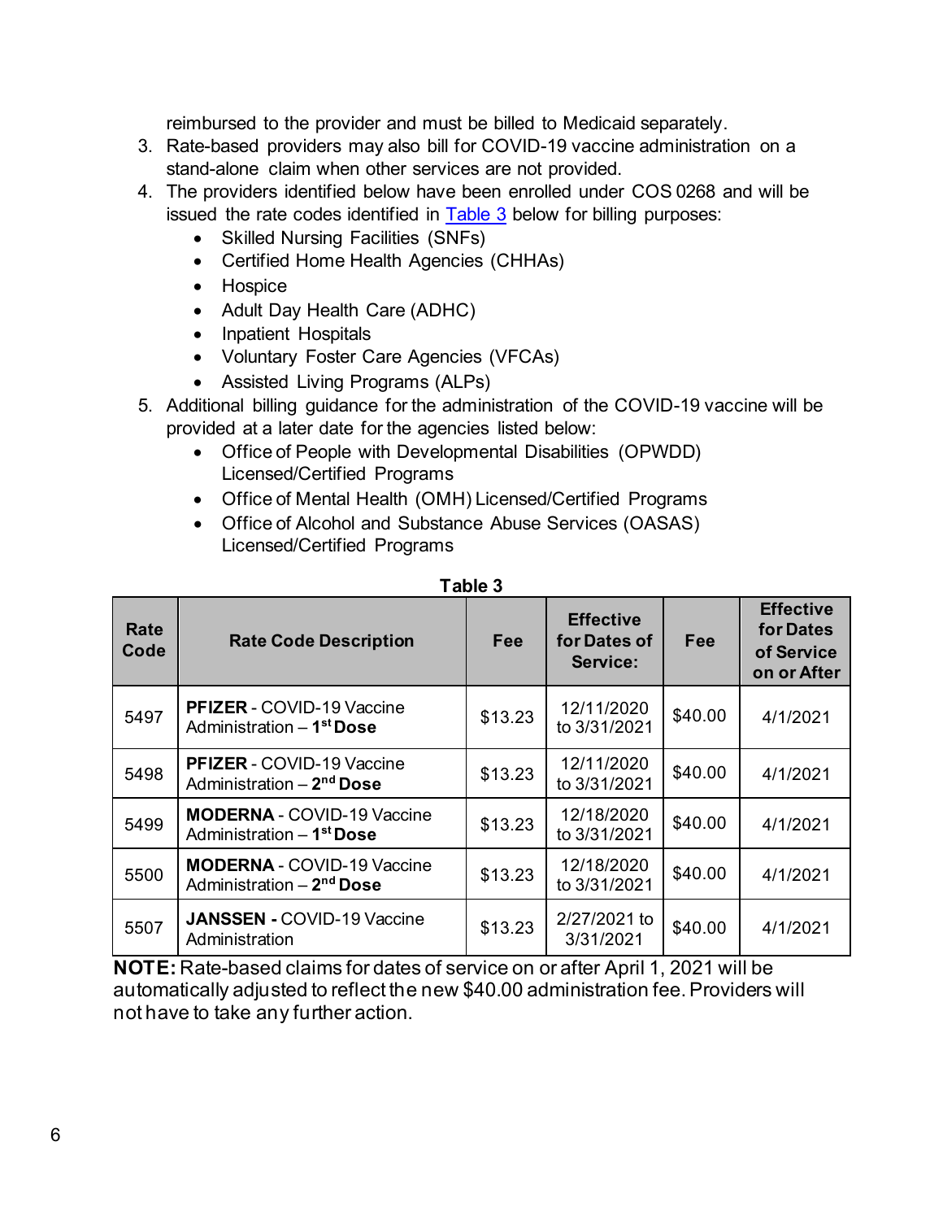reimbursed to the provider and must be billed to Medicaid separately.

3. Rate-based providers may also bill for COVID-19 vaccine administration on a stand-alone claim when other services are not provided.
4. The providers identified below have been enrolled under COS 0268 and will be issued the rate codes identified in Table 3 below for billing purposes:
   - Skilled Nursing Facilities (SNFs)
   - Certified Home Health Agencies (CHHAs)
   - Hospice
   - Adult Day Health Care (ADHC)
   - Inpatient Hospitals
   - Voluntary Foster Care Agencies (VFCAs)
   - Assisted Living Programs (ALPs)
5. Additional billing guidance for the administration of the COVID-19 vaccine will be provided at a later date for the agencies listed below:
   - Office of People with Developmental Disabilities (OPWDD) Licensed/Certified Programs
   - Office of Mental Health (OMH) Licensed/Certified Programs
   - Office of Alcohol and Substance Abuse Services (OASAS) Licensed/Certified Programs

**Table 3**

| Rate Code | Rate Code Description | Fee | Effective for Dates of Service: | Fee | Effective for Dates of Service on or After |
|---|---|---|---|---|---|
| 5497 | **PFIZER** - COVID-19 Vaccine Administration – **1st Dose** | $13.23 | 12/11/2020 to 3/31/2021 | $40.00 | 4/1/2021 |
| 5498 | **PFIZER** - COVID-19 Vaccine Administration – **2nd Dose** | $13.23 | 12/11/2020 to 3/31/2021 | $40.00 | 4/1/2021 |
| 5499 | **MODERNA** - COVID-19 Vaccine Administration – **1st Dose** | $13.23 | 12/18/2020 to 3/31/2021 | $40.00 | 4/1/2021 |
| 5500 | **MODERNA** - COVID-19 Vaccine Administration – **2nd Dose** | $13.23 | 12/18/2020 to 3/31/2021 | $40.00 | 4/1/2021 |
| 5507 | **JANSSEN -** COVID-19 Vaccine Administration | $13.23 | 2/27/2021 to 3/31/2021 | $40.00 | 4/1/2021 |

**NOTE:** Rate-based claims for dates of service on or after April 1, 2021 will be automatically adjusted to reflect the new $40.00 administration fee. Providers will not have to take any further action.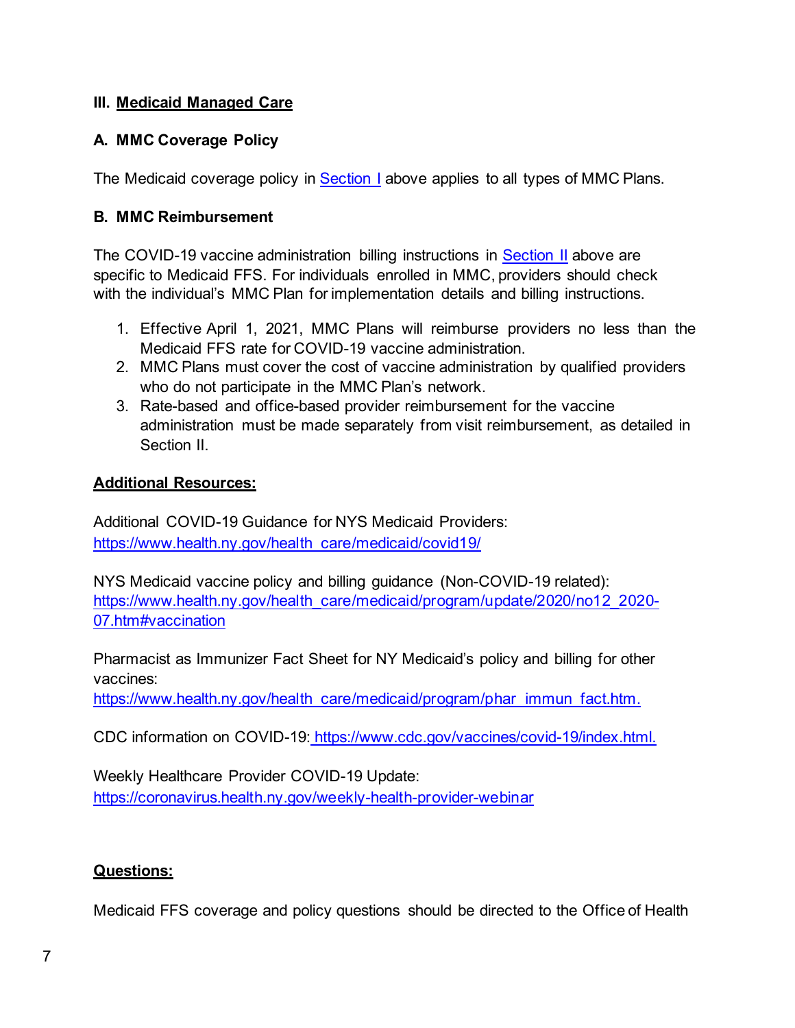### III. Medicaid Managed Care

#### A. MMC Coverage Policy

The Medicaid coverage policy in Section I above applies to all types of MMC Plans.

#### B. MMC Reimbursement

The COVID-19 vaccine administration billing instructions in Section II above are specific to Medicaid FFS. For individuals enrolled in MMC, providers should check with the individual's MMC Plan for implementation details and billing instructions.

1. Effective April 1, 2021, MMC Plans will reimburse providers no less than the Medicaid FFS rate for COVID-19 vaccine administration.
2. MMC Plans must cover the cost of vaccine administration by qualified providers who do not participate in the MMC Plan's network.
3. Rate-based and office-based provider reimbursement for the vaccine administration must be made separately from visit reimbursement, as detailed in Section II.

**Additional Resources:**

Additional COVID-19 Guidance for NYS Medicaid Providers:
https://www.health.ny.gov/health_care/medicaid/covid19/

NYS Medicaid vaccine policy and billing guidance (Non-COVID-19 related):
https://www.health.ny.gov/health_care/medicaid/program/update/2020/no12_2020-07.htm#vaccination

Pharmacist as Immunizer Fact Sheet for NY Medicaid's policy and billing for other vaccines:
https://www.health.ny.gov/health_care/medicaid/program/phar_immun_fact.htm.

CDC information on COVID-19: https://www.cdc.gov/vaccines/covid-19/index.html.

Weekly Healthcare Provider COVID-19 Update:
https://coronavirus.health.ny.gov/weekly-health-provider-webinar

**Questions:**

Medicaid FFS coverage and policy questions should be directed to the Office of Health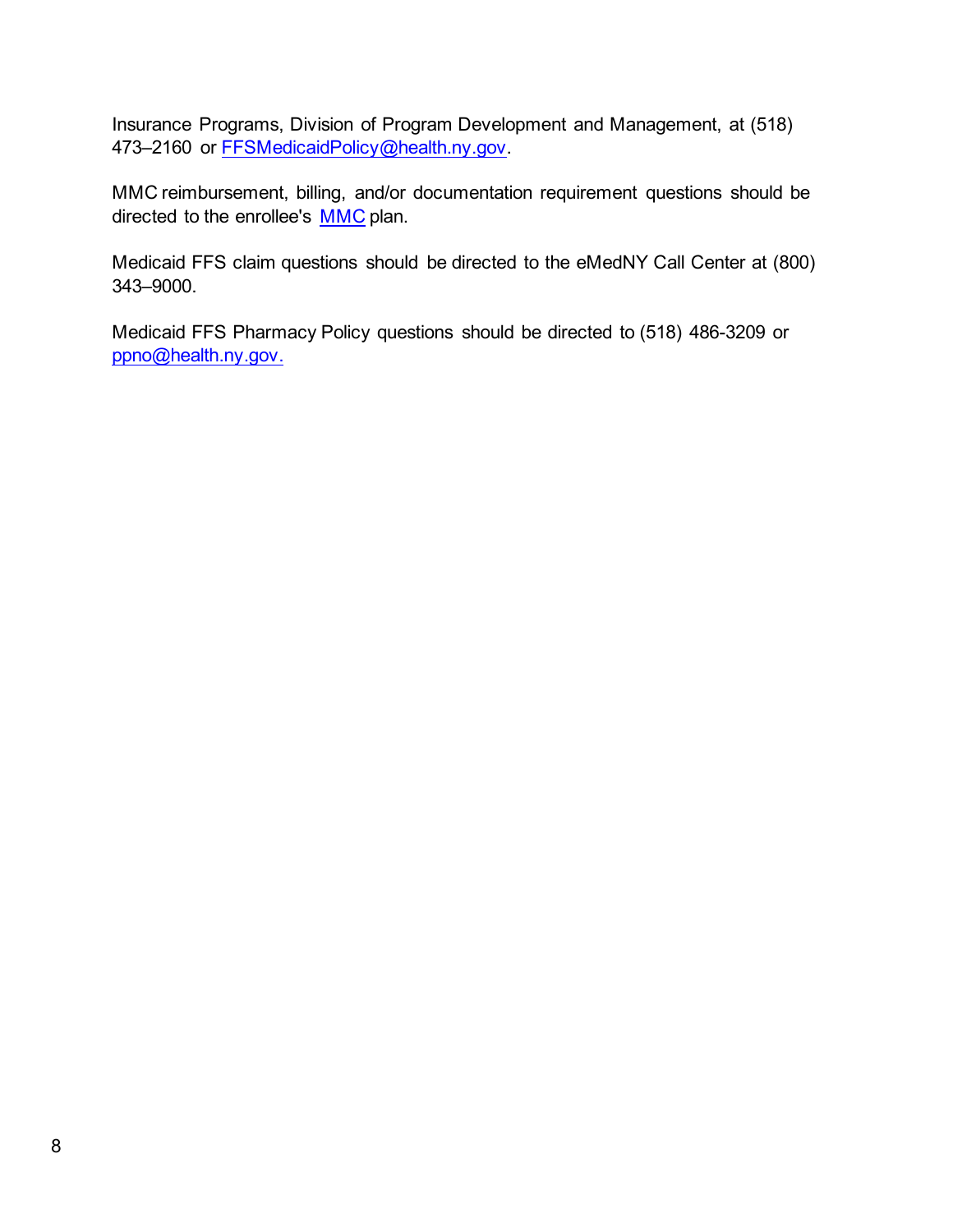Insurance Programs, Division of Program Development and Management, at (518) 473–2160 or FFSMedicaidPolicy@health.ny.gov.

MMC reimbursement, billing, and/or documentation requirement questions should be directed to the enrollee's MMC plan.

Medicaid FFS claim questions should be directed to the eMedNY Call Center at (800) 343–9000.

Medicaid FFS Pharmacy Policy questions should be directed to (518) 486-3209 or ppno@health.ny.gov.